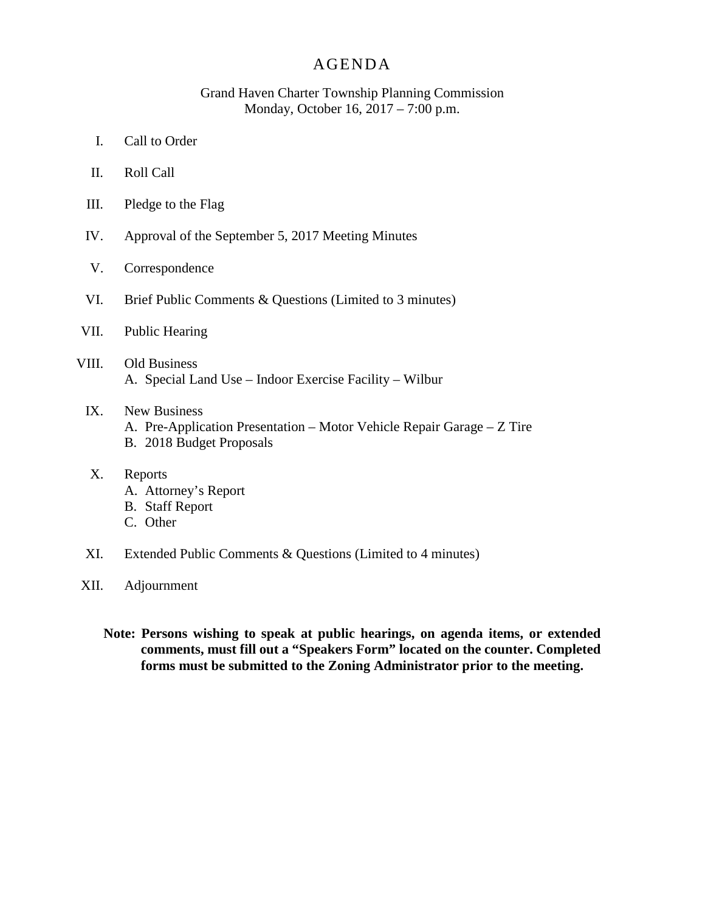# AGENDA

Grand Haven Charter Township Planning Commission
Monday, October 16, 2017 – 7:00 p.m.

I. Call to Order

II. Roll Call

III. Pledge to the Flag

IV. Approval of the September 5, 2017 Meeting Minutes

V. Correspondence

VI. Brief Public Comments & Questions (Limited to 3 minutes)

VII. Public Hearing

VIII. Old Business
   A. Special Land Use – Indoor Exercise Facility – Wilbur

IX. New Business
   A. Pre-Application Presentation – Motor Vehicle Repair Garage – Z Tire
   B. 2018 Budget Proposals

X. Reports
   A. Attorney's Report
   B. Staff Report
   C. Other

XI. Extended Public Comments & Questions (Limited to 4 minutes)

XII. Adjournment

**Note: Persons wishing to speak at public hearings, on agenda items, or extended comments, must fill out a "Speakers Form" located on the counter. Completed forms must be submitted to the Zoning Administrator prior to the meeting.**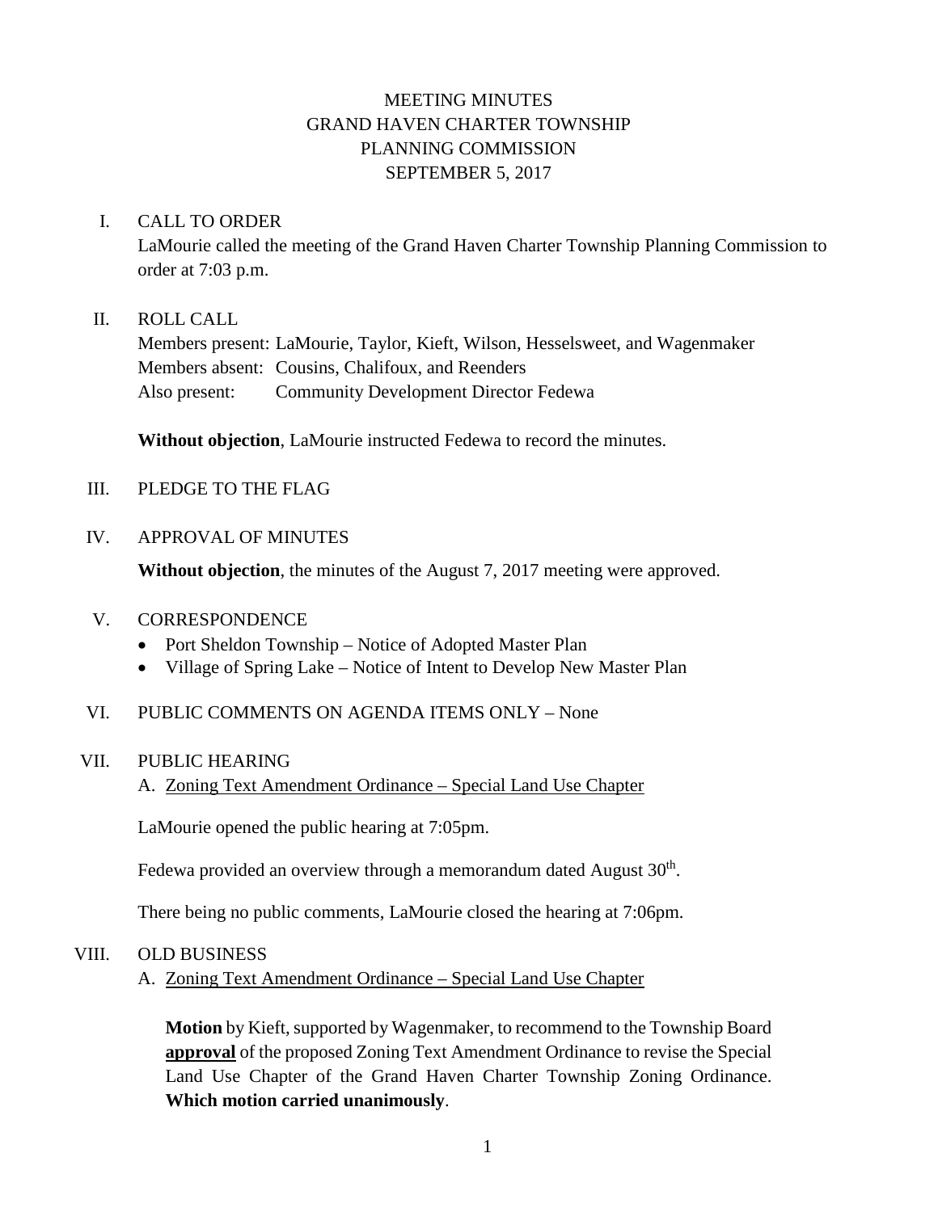# MEETING MINUTES
# GRAND HAVEN CHARTER TOWNSHIP
# PLANNING COMMISSION
# SEPTEMBER 5, 2017

## I. CALL TO ORDER

LaMourie called the meeting of the Grand Haven Charter Township Planning Commission to order at 7:03 p.m.

## II. ROLL CALL

Members present: LaMourie, Taylor, Kieft, Wilson, Hesselsweet, and Wagenmaker
Members absent: Cousins, Chalifoux, and Reenders
Also present: Community Development Director Fedewa

**Without objection**, LaMourie instructed Fedewa to record the minutes.

## III. PLEDGE TO THE FLAG

## IV. APPROVAL OF MINUTES

**Without objection**, the minutes of the August 7, 2017 meeting were approved.

## V. CORRESPONDENCE

- Port Sheldon Township – Notice of Adopted Master Plan
- Village of Spring Lake – Notice of Intent to Develop New Master Plan

## VI. PUBLIC COMMENTS ON AGENDA ITEMS ONLY – None

## VII. PUBLIC HEARING

A. Zoning Text Amendment Ordinance – Special Land Use Chapter

LaMourie opened the public hearing at 7:05pm.

Fedewa provided an overview through a memorandum dated August 30th.

There being no public comments, LaMourie closed the hearing at 7:06pm.

## VIII. OLD BUSINESS

A. Zoning Text Amendment Ordinance – Special Land Use Chapter

**Motion** by Kieft, supported by Wagenmaker, to recommend to the Township Board **approval** of the proposed Zoning Text Amendment Ordinance to revise the Special Land Use Chapter of the Grand Haven Charter Township Zoning Ordinance. **Which motion carried unanimously**.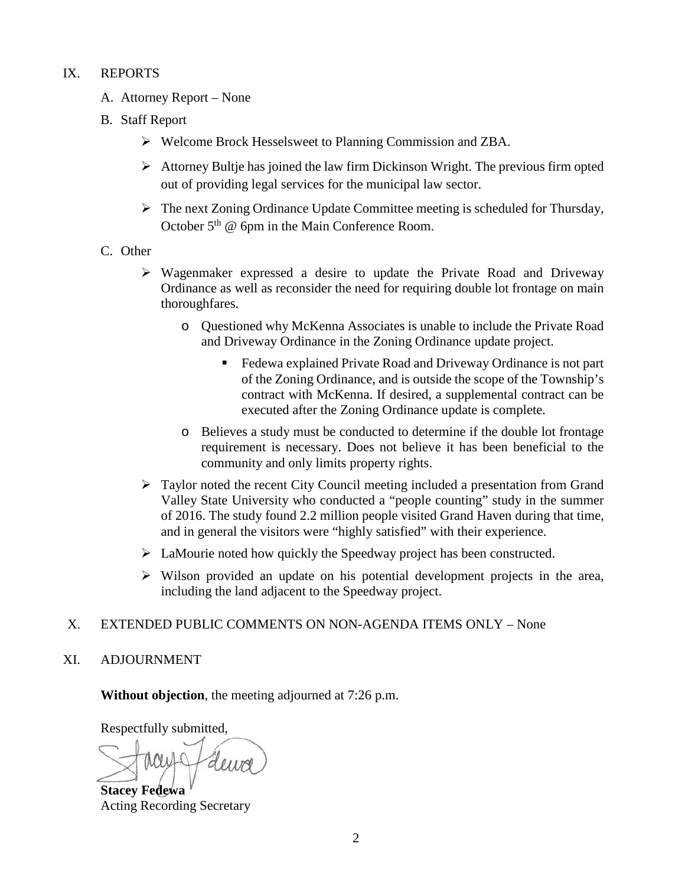IX. REPORTS

A. Attorney Report – None

B. Staff Report

- Welcome Brock Hesselsweet to Planning Commission and ZBA.
- Attorney Bultje has joined the law firm Dickinson Wright. The previous firm opted out of providing legal services for the municipal law sector.
- The next Zoning Ordinance Update Committee meeting is scheduled for Thursday, October 5th @ 6pm in the Main Conference Room.

C. Other

- Wagenmaker expressed a desire to update the Private Road and Driveway Ordinance as well as reconsider the need for requiring double lot frontage on main thoroughfares.
  - Questioned why McKenna Associates is unable to include the Private Road and Driveway Ordinance in the Zoning Ordinance update project.
    - Fedewa explained Private Road and Driveway Ordinance is not part of the Zoning Ordinance, and is outside the scope of the Township's contract with McKenna. If desired, a supplemental contract can be executed after the Zoning Ordinance update is complete.
  - Believes a study must be conducted to determine if the double lot frontage requirement is necessary. Does not believe it has been beneficial to the community and only limits property rights.
- Taylor noted the recent City Council meeting included a presentation from Grand Valley State University who conducted a "people counting" study in the summer of 2016. The study found 2.2 million people visited Grand Haven during that time, and in general the visitors were "highly satisfied" with their experience.
- LaMourie noted how quickly the Speedway project has been constructed.
- Wilson provided an update on his potential development projects in the area, including the land adjacent to the Speedway project.

X. EXTENDED PUBLIC COMMENTS ON NON-AGENDA ITEMS ONLY – None

XI. ADJOURNMENT

**Without objection**, the meeting adjourned at 7:26 p.m.

Respectfully submitted,

**Stacey Fedewa**
Acting Recording Secretary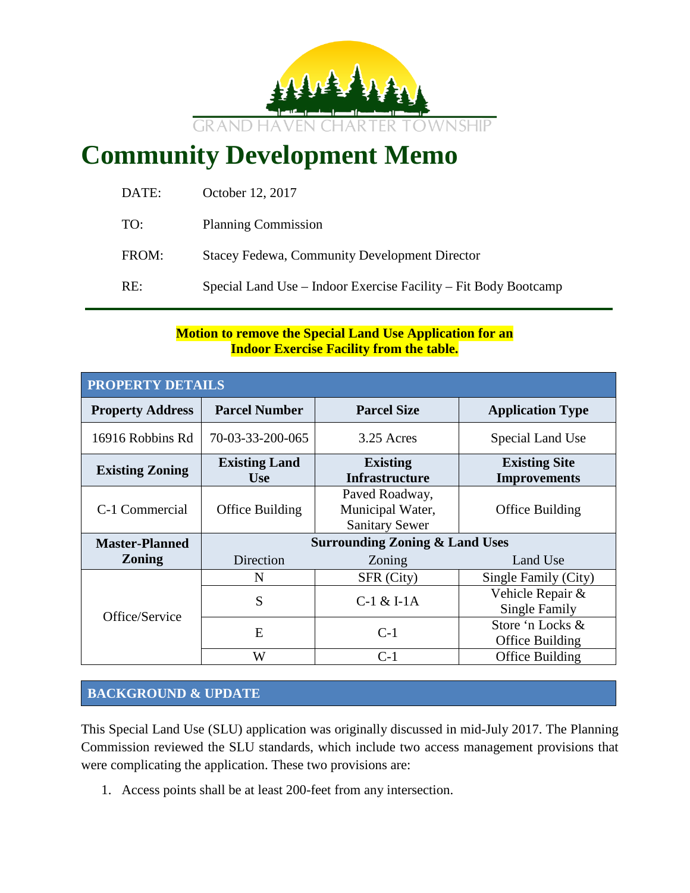GRAND HAVEN CHARTER TOWNSHIP

# Community Development Memo

DATE: October 12, 2017

TO: Planning Commission

FROM: Stacey Fedewa, Community Development Director

RE: Special Land Use – Indoor Exercise Facility – Fit Body Bootcamp

---

**Motion to remove the Special Land Use Application for an Indoor Exercise Facility from the table.**

| PROPERTY DETAILS | | | |
|---|---|---|---|
| **Property Address** | **Parcel Number** | **Parcel Size** | **Application Type** |
| 16916 Robbins Rd | 70-03-33-200-065 | 3.25 Acres | Special Land Use |
| **Existing Zoning** | **Existing Land Use** | **Existing Infrastructure** | **Existing Site Improvements** |
| C-1 Commercial | Office Building | Paved Roadway, Municipal Water, Sanitary Sewer | Office Building |
| **Master-Planned Zoning** | **Surrounding Zoning & Land Uses** | | |
| | Direction | Zoning | Land Use |
| Office/Service | N | SFR (City) | Single Family (City) |
| | S | C-1 & I-1A | Vehicle Repair & Single Family |
| | E | C-1 | Store 'n Locks & Office Building |
| | W | C-1 | Office Building |

## BACKGROUND & UPDATE

This Special Land Use (SLU) application was originally discussed in mid-July 2017. The Planning Commission reviewed the SLU standards, which include two access management provisions that were complicating the application. These two provisions are:

1. Access points shall be at least 200-feet from any intersection.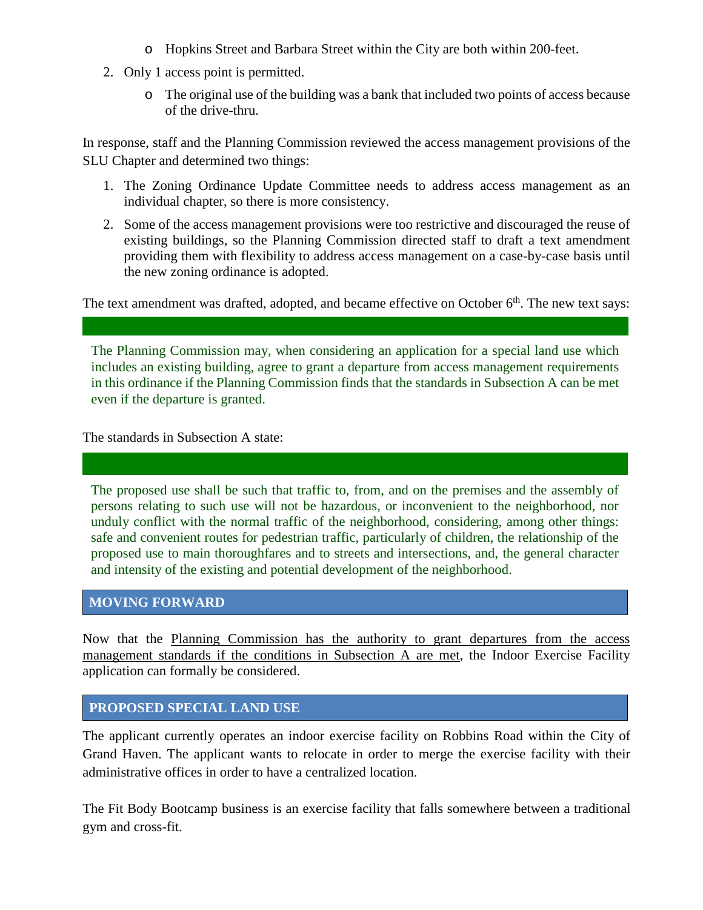- Hopkins Street and Barbara Street within the City are both within 200-feet.

2. Only 1 access point is permitted.
   - The original use of the building was a bank that included two points of access because of the drive-thru.

In response, staff and the Planning Commission reviewed the access management provisions of the SLU Chapter and determined two things:

1. The Zoning Ordinance Update Committee needs to address access management as an individual chapter, so there is more consistency.
2. Some of the access management provisions were too restrictive and discouraged the reuse of existing buildings, so the Planning Commission directed staff to draft a text amendment providing them with flexibility to address access management on a case-by-case basis until the new zoning ordinance is adopted.

The text amendment was drafted, adopted, and became effective on October 6th. The new text says:

> The Planning Commission may, when considering an application for a special land use which includes an existing building, agree to grant a departure from access management requirements in this ordinance if the Planning Commission finds that the standards in Subsection A can be met even if the departure is granted.

The standards in Subsection A state:

> The proposed use shall be such that traffic to, from, and on the premises and the assembly of persons relating to such use will not be hazardous, or inconvenient to the neighborhood, nor unduly conflict with the normal traffic of the neighborhood, considering, among other things: safe and convenient routes for pedestrian traffic, particularly of children, the relationship of the proposed use to main thoroughfares and to streets and intersections, and, the general character and intensity of the existing and potential development of the neighborhood.

## MOVING FORWARD

Now that the Planning Commission has the authority to grant departures from the access management standards if the conditions in Subsection A are met, the Indoor Exercise Facility application can formally be considered.

## PROPOSED SPECIAL LAND USE

The applicant currently operates an indoor exercise facility on Robbins Road within the City of Grand Haven. The applicant wants to relocate in order to merge the exercise facility with their administrative offices in order to have a centralized location.

The Fit Body Bootcamp business is an exercise facility that falls somewhere between a traditional gym and cross-fit.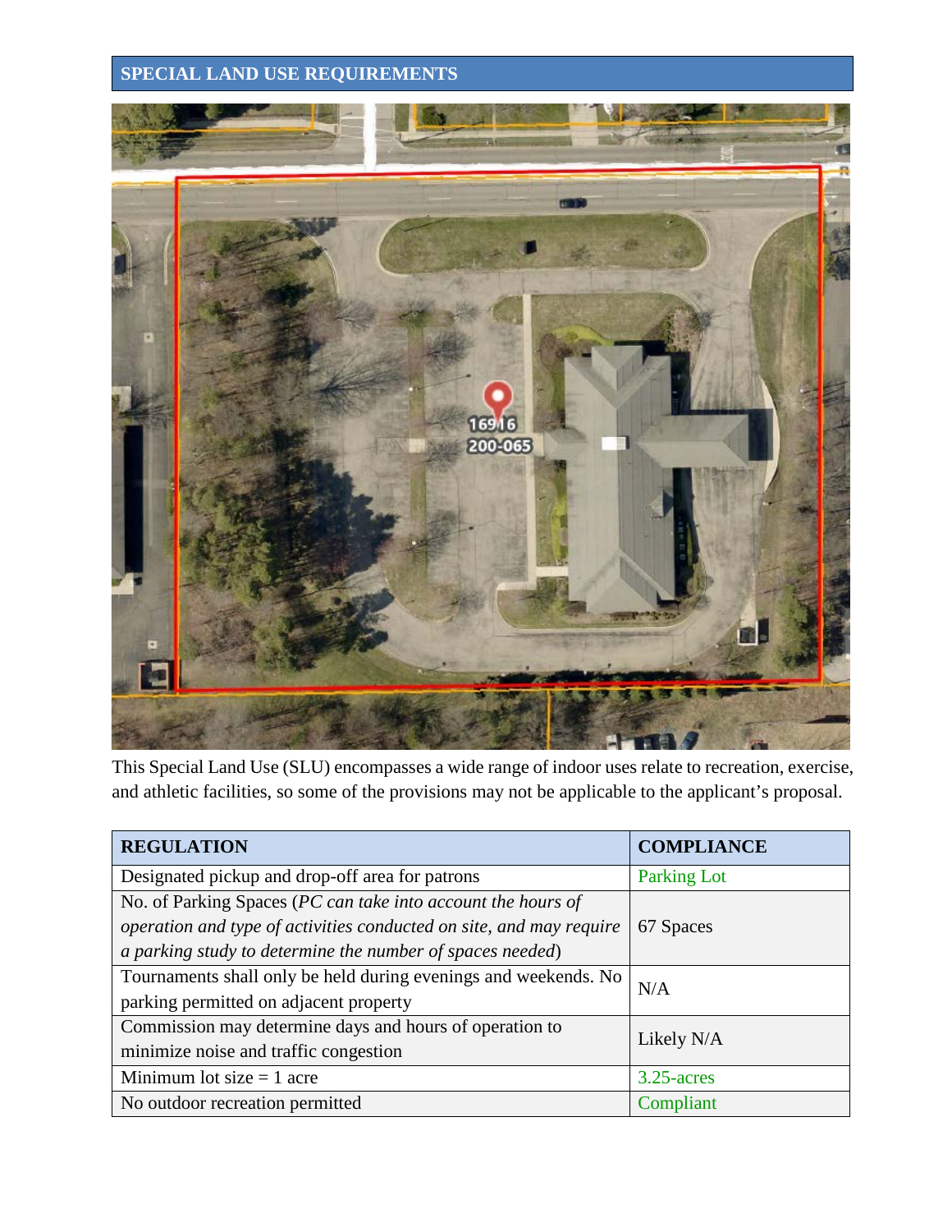## SPECIAL LAND USE REQUIREMENTS

This Special Land Use (SLU) encompasses a wide range of indoor uses relate to recreation, exercise, and athletic facilities, so some of the provisions may not be applicable to the applicant's proposal.

| REGULATION | COMPLIANCE |
| --- | --- |
| Designated pickup and drop-off area for patrons | Parking Lot |
| No. of Parking Spaces (*PC can take into account the hours of operation and type of activities conducted on site, and may require a parking study to determine the number of spaces needed*) | 67 Spaces |
| Tournaments shall only be held during evenings and weekends. No parking permitted on adjacent property | N/A |
| Commission may determine days and hours of operation to minimize noise and traffic congestion | Likely N/A |
| Minimum lot size = 1 acre | 3.25-acres |
| No outdoor recreation permitted | Compliant |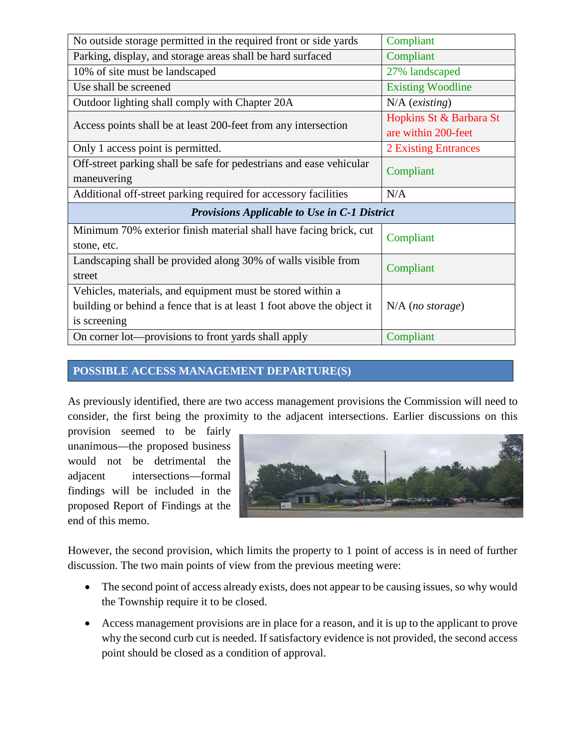| | |
|---|---|
| No outside storage permitted in the required front or side yards | Compliant |
| Parking, display, and storage areas shall be hard surfaced | Compliant |
| 10% of site must be landscaped | 27% landscaped |
| Use shall be screened | Existing Woodline |
| Outdoor lighting shall comply with Chapter 20A | N/A (*existing*) |
| Access points shall be at least 200-feet from any intersection | Hopkins St & Barbara St are within 200-feet |
| Only 1 access point is permitted. | 2 Existing Entrances |
| Off-street parking shall be safe for pedestrians and ease vehicular maneuvering | Compliant |
| Additional off-street parking required for accessory facilities | N/A |
| ***Provisions Applicable to Use in C-1 District*** | |
| Minimum 70% exterior finish material shall have facing brick, cut stone, etc. | Compliant |
| Landscaping shall be provided along 30% of walls visible from street | Compliant |
| Vehicles, materials, and equipment must be stored within a building or behind a fence that is at least 1 foot above the object it is screening | N/A (*no storage*) |
| On corner lot—provisions to front yards shall apply | Compliant |

## POSSIBLE ACCESS MANAGEMENT DEPARTURE(S)

As previously identified, there are two access management provisions the Commission will need to consider, the first being the proximity to the adjacent intersections. Earlier discussions on this provision seemed to be fairly unanimous—the proposed business would not be detrimental the adjacent intersections—formal findings will be included in the proposed Report of Findings at the end of this memo.

However, the second provision, which limits the property to 1 point of access is in need of further discussion. The two main points of view from the previous meeting were:

- The second point of access already exists, does not appear to be causing issues, so why would the Township require it to be closed.
- Access management provisions are in place for a reason, and it is up to the applicant to prove why the second curb cut is needed. If satisfactory evidence is not provided, the second access point should be closed as a condition of approval.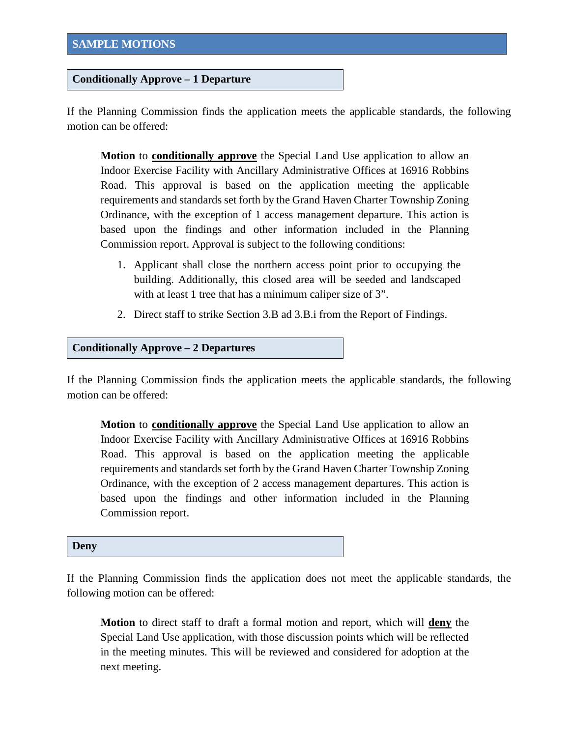## SAMPLE MOTIONS

### Conditionally Approve – 1 Departure

If the Planning Commission finds the application meets the applicable standards, the following motion can be offered:

> **Motion** to **conditionally approve** the Special Land Use application to allow an Indoor Exercise Facility with Ancillary Administrative Offices at 16916 Robbins Road. This approval is based on the application meeting the applicable requirements and standards set forth by the Grand Haven Charter Township Zoning Ordinance, with the exception of 1 access management departure. This action is based upon the findings and other information included in the Planning Commission report. Approval is subject to the following conditions:
>
> 1. Applicant shall close the northern access point prior to occupying the building. Additionally, this closed area will be seeded and landscaped with at least 1 tree that has a minimum caliper size of 3".
> 2. Direct staff to strike Section 3.B ad 3.B.i from the Report of Findings.

### Conditionally Approve – 2 Departures

If the Planning Commission finds the application meets the applicable standards, the following motion can be offered:

> **Motion** to **conditionally approve** the Special Land Use application to allow an Indoor Exercise Facility with Ancillary Administrative Offices at 16916 Robbins Road. This approval is based on the application meeting the applicable requirements and standards set forth by the Grand Haven Charter Township Zoning Ordinance, with the exception of 2 access management departures. This action is based upon the findings and other information included in the Planning Commission report.

### Deny

If the Planning Commission finds the application does not meet the applicable standards, the following motion can be offered:

> **Motion** to direct staff to draft a formal motion and report, which will **deny** the Special Land Use application, with those discussion points which will be reflected in the meeting minutes. This will be reviewed and considered for adoption at the next meeting.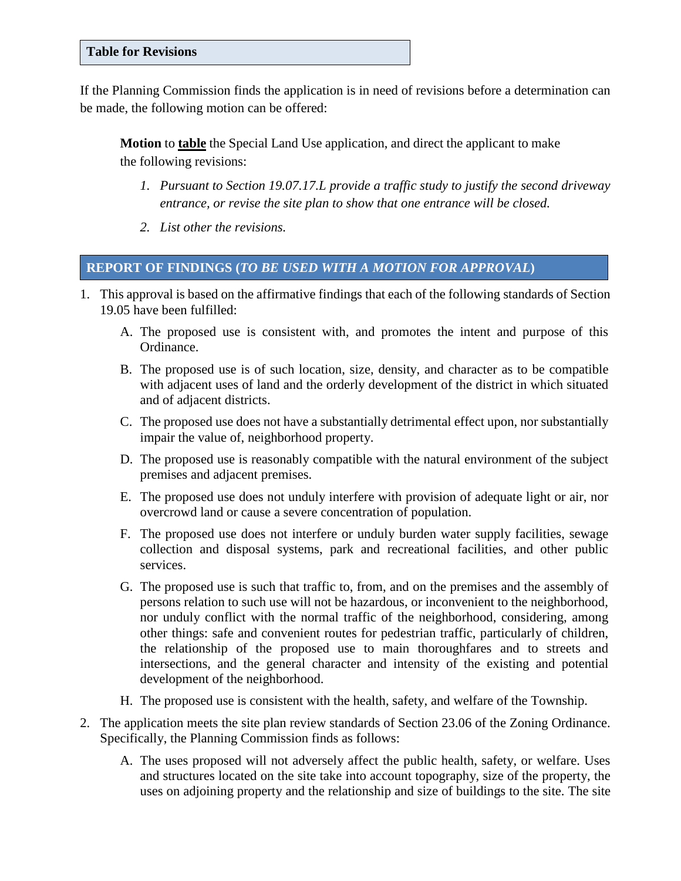## Table for Revisions

If the Planning Commission finds the application is in need of revisions before a determination can be made, the following motion can be offered:

> **Motion** to **table** the Special Land Use application, and direct the applicant to make the following revisions:
>
> 1. *Pursuant to Section 19.07.17.L provide a traffic study to justify the second driveway entrance, or revise the site plan to show that one entrance will be closed.*
> 2. *List other the revisions.*

## REPORT OF FINDINGS (*TO BE USED WITH A MOTION FOR APPROVAL*)

1. This approval is based on the affirmative findings that each of the following standards of Section 19.05 have been fulfilled:
   - A. The proposed use is consistent with, and promotes the intent and purpose of this Ordinance.
   - B. The proposed use is of such location, size, density, and character as to be compatible with adjacent uses of land and the orderly development of the district in which situated and of adjacent districts.
   - C. The proposed use does not have a substantially detrimental effect upon, nor substantially impair the value of, neighborhood property.
   - D. The proposed use is reasonably compatible with the natural environment of the subject premises and adjacent premises.
   - E. The proposed use does not unduly interfere with provision of adequate light or air, nor overcrowd land or cause a severe concentration of population.
   - F. The proposed use does not interfere or unduly burden water supply facilities, sewage collection and disposal systems, park and recreational facilities, and other public services.
   - G. The proposed use is such that traffic to, from, and on the premises and the assembly of persons relation to such use will not be hazardous, or inconvenient to the neighborhood, nor unduly conflict with the normal traffic of the neighborhood, considering, among other things: safe and convenient routes for pedestrian traffic, particularly of children, the relationship of the proposed use to main thoroughfares and to streets and intersections, and the general character and intensity of the existing and potential development of the neighborhood.
   - H. The proposed use is consistent with the health, safety, and welfare of the Township.
2. The application meets the site plan review standards of Section 23.06 of the Zoning Ordinance. Specifically, the Planning Commission finds as follows:
   - A. The uses proposed will not adversely affect the public health, safety, or welfare. Uses and structures located on the site take into account topography, size of the property, the uses on adjoining property and the relationship and size of buildings to the site. The site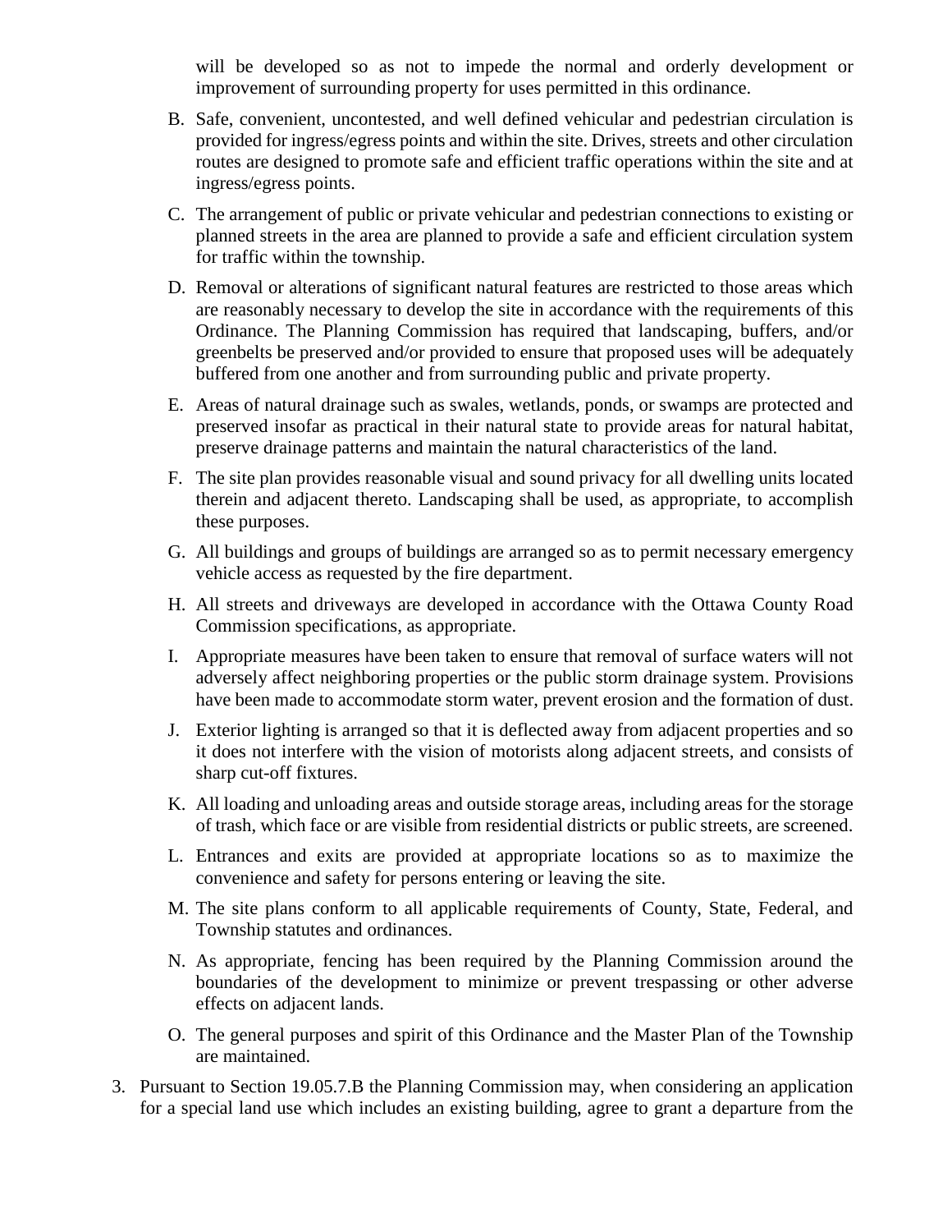will be developed so as not to impede the normal and orderly development or improvement of surrounding property for uses permitted in this ordinance.

B. Safe, convenient, uncontested, and well defined vehicular and pedestrian circulation is provided for ingress/egress points and within the site. Drives, streets and other circulation routes are designed to promote safe and efficient traffic operations within the site and at ingress/egress points.

C. The arrangement of public or private vehicular and pedestrian connections to existing or planned streets in the area are planned to provide a safe and efficient circulation system for traffic within the township.

D. Removal or alterations of significant natural features are restricted to those areas which are reasonably necessary to develop the site in accordance with the requirements of this Ordinance. The Planning Commission has required that landscaping, buffers, and/or greenbelts be preserved and/or provided to ensure that proposed uses will be adequately buffered from one another and from surrounding public and private property.

E. Areas of natural drainage such as swales, wetlands, ponds, or swamps are protected and preserved insofar as practical in their natural state to provide areas for natural habitat, preserve drainage patterns and maintain the natural characteristics of the land.

F. The site plan provides reasonable visual and sound privacy for all dwelling units located therein and adjacent thereto. Landscaping shall be used, as appropriate, to accomplish these purposes.

G. All buildings and groups of buildings are arranged so as to permit necessary emergency vehicle access as requested by the fire department.

H. All streets and driveways are developed in accordance with the Ottawa County Road Commission specifications, as appropriate.

I. Appropriate measures have been taken to ensure that removal of surface waters will not adversely affect neighboring properties or the public storm drainage system. Provisions have been made to accommodate storm water, prevent erosion and the formation of dust.

J. Exterior lighting is arranged so that it is deflected away from adjacent properties and so it does not interfere with the vision of motorists along adjacent streets, and consists of sharp cut-off fixtures.

K. All loading and unloading areas and outside storage areas, including areas for the storage of trash, which face or are visible from residential districts or public streets, are screened.

L. Entrances and exits are provided at appropriate locations so as to maximize the convenience and safety for persons entering or leaving the site.

M. The site plans conform to all applicable requirements of County, State, Federal, and Township statutes and ordinances.

N. As appropriate, fencing has been required by the Planning Commission around the boundaries of the development to minimize or prevent trespassing or other adverse effects on adjacent lands.

O. The general purposes and spirit of this Ordinance and the Master Plan of the Township are maintained.

3. Pursuant to Section 19.05.7.B the Planning Commission may, when considering an application for a special land use which includes an existing building, agree to grant a departure from the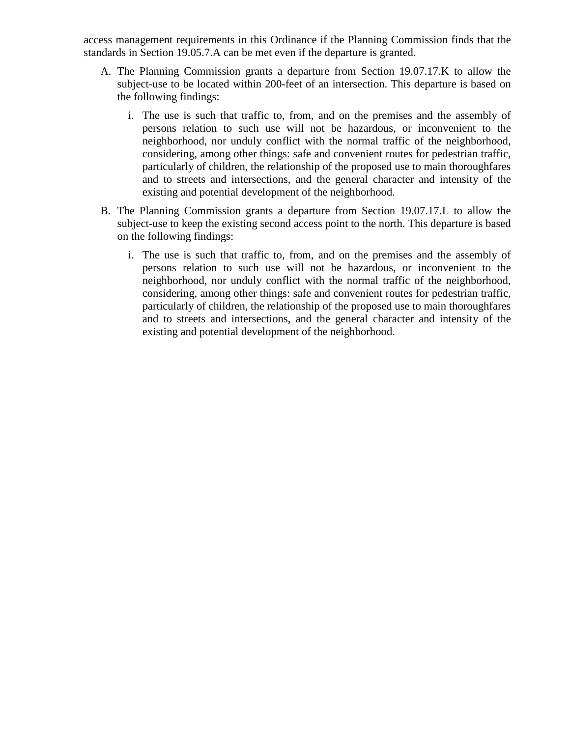access management requirements in this Ordinance if the Planning Commission finds that the standards in Section 19.05.7.A can be met even if the departure is granted.

A. The Planning Commission grants a departure from Section 19.07.17.K to allow the subject-use to be located within 200-feet of an intersection. This departure is based on the following findings:

   i. The use is such that traffic to, from, and on the premises and the assembly of persons relation to such use will not be hazardous, or inconvenient to the neighborhood, nor unduly conflict with the normal traffic of the neighborhood, considering, among other things: safe and convenient routes for pedestrian traffic, particularly of children, the relationship of the proposed use to main thoroughfares and to streets and intersections, and the general character and intensity of the existing and potential development of the neighborhood.

B. The Planning Commission grants a departure from Section 19.07.17.L to allow the subject-use to keep the existing second access point to the north. This departure is based on the following findings:

   i. The use is such that traffic to, from, and on the premises and the assembly of persons relation to such use will not be hazardous, or inconvenient to the neighborhood, nor unduly conflict with the normal traffic of the neighborhood, considering, among other things: safe and convenient routes for pedestrian traffic, particularly of children, the relationship of the proposed use to main thoroughfares and to streets and intersections, and the general character and intensity of the existing and potential development of the neighborhood.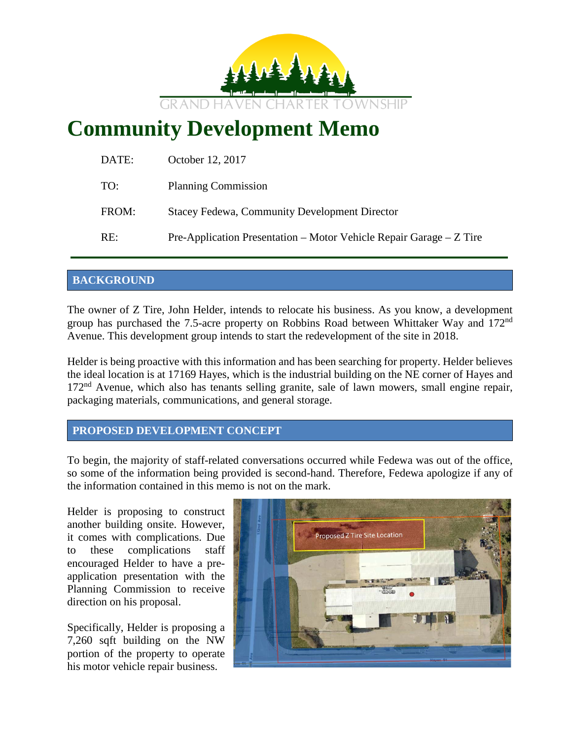GRAND HAVEN CHARTER TOWNSHIP

# Community Development Memo

DATE: October 12, 2017

TO: Planning Commission

FROM: Stacey Fedewa, Community Development Director

RE: Pre-Application Presentation – Motor Vehicle Repair Garage – Z Tire

## BACKGROUND

The owner of Z Tire, John Helder, intends to relocate his business. As you know, a development group has purchased the 7.5-acre property on Robbins Road between Whittaker Way and 172nd Avenue. This development group intends to start the redevelopment of the site in 2018.

Helder is being proactive with this information and has been searching for property. Helder believes the ideal location is at 17169 Hayes, which is the industrial building on the NE corner of Hayes and 172nd Avenue, which also has tenants selling granite, sale of lawn mowers, small engine repair, packaging materials, communications, and general storage.

## PROPOSED DEVELOPMENT CONCEPT

To begin, the majority of staff-related conversations occurred while Fedewa was out of the office, so some of the information being provided is second-hand. Therefore, Fedewa apologize if any of the information contained in this memo is not on the mark.

Helder is proposing to construct another building onsite. However, it comes with complications. Due to these complications staff encouraged Helder to have a pre-application presentation with the Planning Commission to receive direction on his proposal.

Specifically, Helder is proposing a 7,260 sqft building on the NW portion of the property to operate his motor vehicle repair business.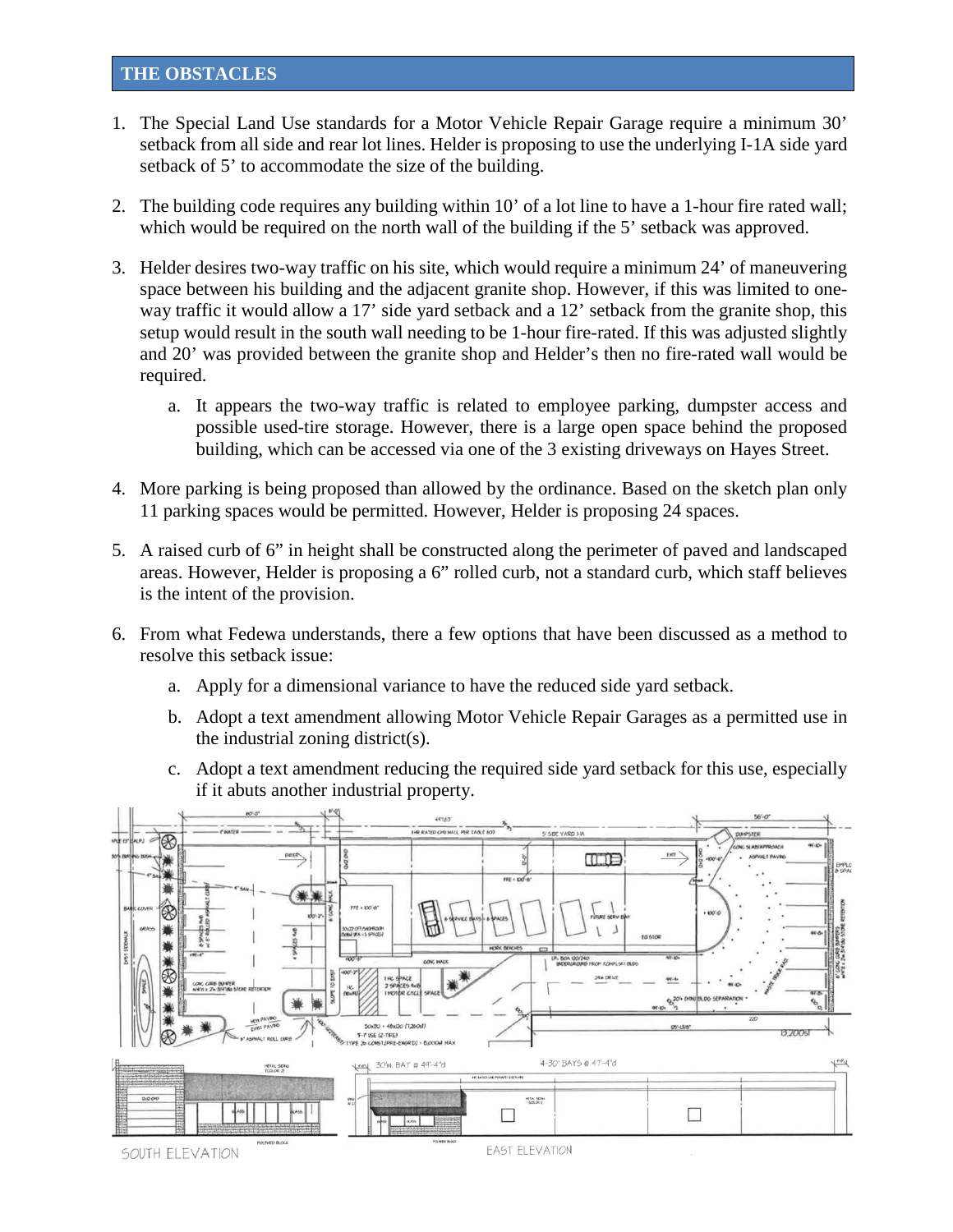## THE OBSTACLES

1. The Special Land Use standards for a Motor Vehicle Repair Garage require a minimum 30' setback from all side and rear lot lines. Helder is proposing to use the underlying I-1A side yard setback of 5' to accommodate the size of the building.

2. The building code requires any building within 10' of a lot line to have a 1-hour fire rated wall; which would be required on the north wall of the building if the 5' setback was approved.

3. Helder desires two-way traffic on his site, which would require a minimum 24' of maneuvering space between his building and the adjacent granite shop. However, if this was limited to one-way traffic it would allow a 17' side yard setback and a 12' setback from the granite shop, this setup would result in the south wall needing to be 1-hour fire-rated. If this was adjusted slightly and 20' was provided between the granite shop and Helder's then no fire-rated wall would be required.

    a. It appears the two-way traffic is related to employee parking, dumpster access and possible used-tire storage. However, there is a large open space behind the proposed building, which can be accessed via one of the 3 existing driveways on Hayes Street.

4. More parking is being proposed than allowed by the ordinance. Based on the sketch plan only 11 parking spaces would be permitted. However, Helder is proposing 24 spaces.

5. A raised curb of 6" in height shall be constructed along the perimeter of paved and landscaped areas. However, Helder is proposing a 6" rolled curb, not a standard curb, which staff believes is the intent of the provision.

6. From what Fedewa understands, there a few options that have been discussed as a method to resolve this setback issue:

    a. Apply for a dimensional variance to have the reduced side yard setback.

    b. Adopt a text amendment allowing Motor Vehicle Repair Garages as a permitted use in the industrial zoning district(s).

    c. Adopt a text amendment reducing the required side yard setback for this use, especially if it abuts another industrial property.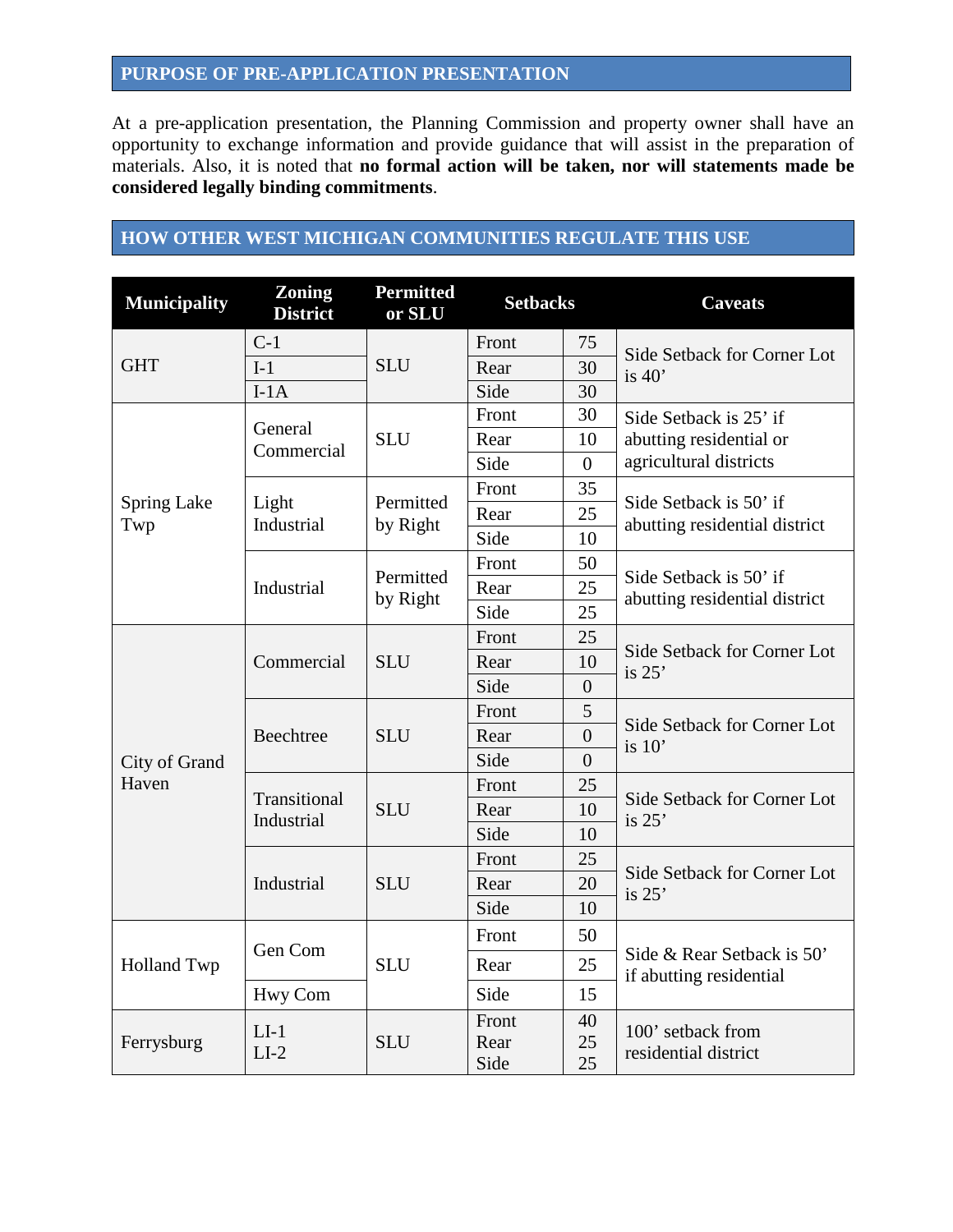## PURPOSE OF PRE-APPLICATION PRESENTATION

At a pre-application presentation, the Planning Commission and property owner shall have an opportunity to exchange information and provide guidance that will assist in the preparation of materials. Also, it is noted that **no formal action will be taken, nor will statements made be considered legally binding commitments**.

## HOW OTHER WEST MICHIGAN COMMUNITIES REGULATE THIS USE

| Municipality | Zoning District | Permitted or SLU | Setbacks | | Caveats |
|---|---|---|---|---|---|
| GHT | C-1 | SLU | Front | 75 | Side Setback for Corner Lot is 40’ |
| | I-1 | | Rear | 30 | |
| | I-1A | | Side | 30 | |
| Spring Lake Twp | General Commercial | SLU | Front | 30 | Side Setback is 25’ if abutting residential or agricultural districts |
| | | | Rear | 10 | |
| | | | Side | 0 | |
| | Light Industrial | Permitted by Right | Front | 35 | Side Setback is 50’ if abutting residential district |
| | | | Rear | 25 | |
| | | | Side | 10 | |
| | Industrial | Permitted by Right | Front | 50 | Side Setback is 50’ if abutting residential district |
| | | | Rear | 25 | |
| | | | Side | 25 | |
| City of Grand Haven | Commercial | SLU | Front | 25 | Side Setback for Corner Lot is 25’ |
| | | | Rear | 10 | |
| | | | Side | 0 | |
| | Beechtree | SLU | Front | 5 | Side Setback for Corner Lot is 10’ |
| | | | Rear | 0 | |
| | | | Side | 0 | |
| | Transitional Industrial | SLU | Front | 25 | Side Setback for Corner Lot is 25’ |
| | | | Rear | 10 | |
| | | | Side | 10 | |
| | Industrial | SLU | Front | 25 | Side Setback for Corner Lot is 25’ |
| | | | Rear | 20 | |
| | | | Side | 10 | |
| Holland Twp | Gen Com | SLU | Front | 50 | Side & Rear Setback is 50’ if abutting residential |
| | | | Rear | 25 | |
| | Hwy Com | | Side | 15 | |
| Ferrysburg | LI-1<br>LI-2 | SLU | Front<br>Rear<br>Side | 40<br>25<br>25 | 100’ setback from residential district |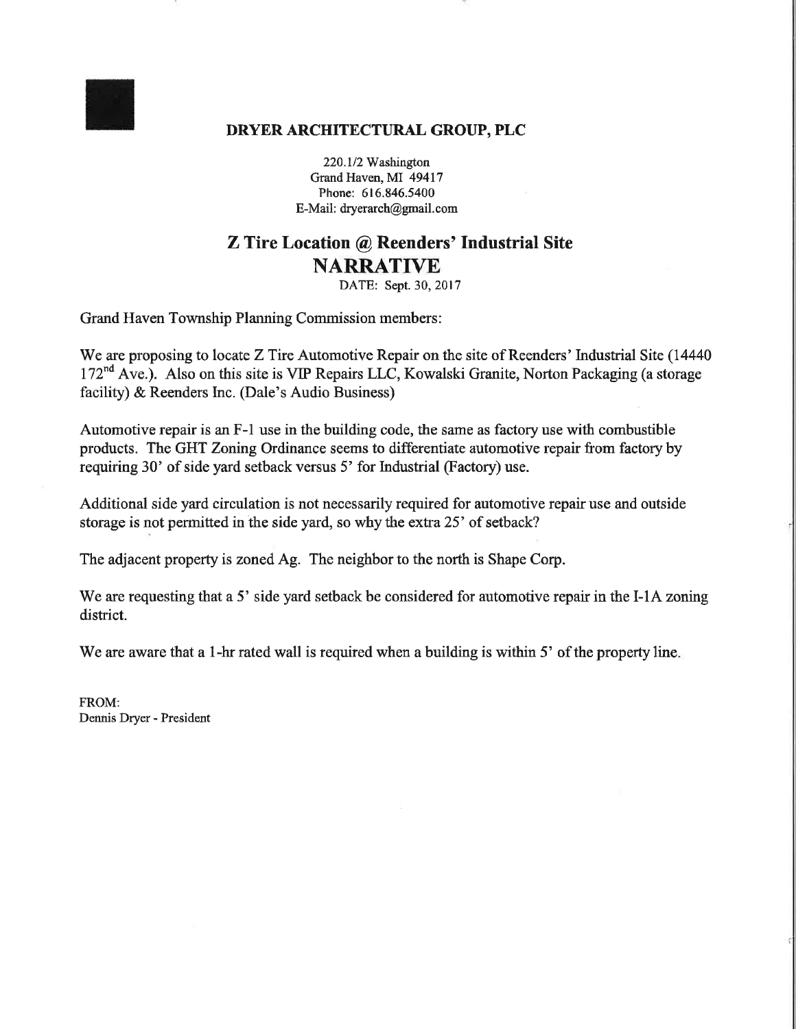**DRYER ARCHITECTURAL GROUP, PLC**

220.1/2 Washington
Grand Haven, MI 49417
Phone: 616.846.5400
E-Mail: dryerarch@gmail.com

## Z Tire Location @ Reenders' Industrial Site

## NARRATIVE

DATE: Sept. 30, 2017

Grand Haven Township Planning Commission members:

We are proposing to locate Z Tire Automotive Repair on the site of Reenders' Industrial Site (14440 172nd Ave.). Also on this site is VIP Repairs LLC, Kowalski Granite, Norton Packaging (a storage facility) & Reenders Inc. (Dale's Audio Business)

Automotive repair is an F-1 use in the building code, the same as factory use with combustible products. The GHT Zoning Ordinance seems to differentiate automotive repair from factory by requiring 30' of side yard setback versus 5' for Industrial (Factory) use.

Additional side yard circulation is not necessarily required for automotive repair use and outside storage is not permitted in the side yard, so why the extra 25' of setback?

The adjacent property is zoned Ag. The neighbor to the north is Shape Corp.

We are requesting that a 5' side yard setback be considered for automotive repair in the I-1A zoning district.

We are aware that a 1-hr rated wall is required when a building is within 5' of the property line.

FROM:
Dennis Dryer - President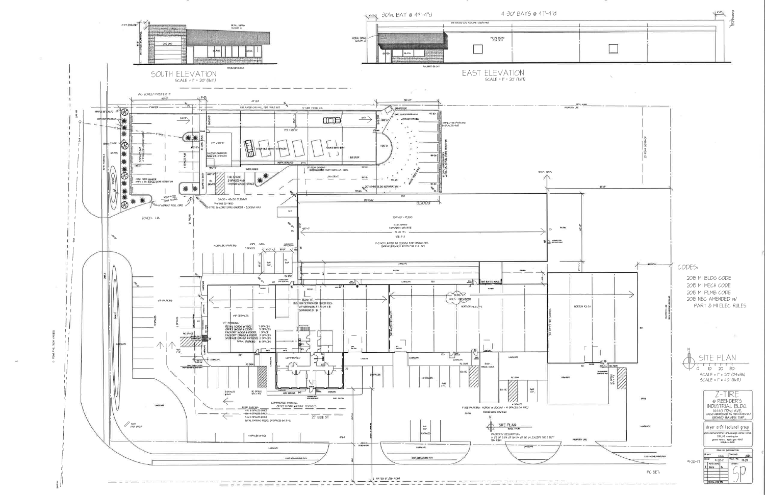SOUTH ELEVATION
SCALE = 1" = 20' (11x17)

30'W. BAY @ 49'-4"d — 4-30' BAYS @ 41'-4"d

EAST ELEVATION
SCALE = 1" = 20' (11x17)

CODES:

2015 MI BLDG CODE
2015 MI MECH CODE
2015 MI PLMB CODE
2015 NEC AMENDED w/ PART 8 MI ELEC RULES

SITE PLAN
0 10 20 30
SCALE = 1" = 20' (24x36)
SCALE = 1" = 40' (11x17)

Z-TIRE
@ REENDER'S INDUSTRIAL BLDG.
14440 172nd AVE.
(ALSO ADDRESSED AS 17114 HAYES ST.)
GRAND HAVEN TWP.

dreyer architectural group

AG ZONED PROPERTY

ZONED: I-1A

BLDG "A"
KOWALSKI GRANITE
220x60 = 13,200
USE: F-2
F-2 NOT LIMITED TO 12,000sf FOR SPRINKLERS
(SPRINKLERS NOT REQ'D FOR F-2 USE)

BLDG "B"
VIP SERVICES
COMMWORLD

VIP PARKING:
RETAIL — 7 SPACES
OFFICE — 3 SPACES
FACTORY — 1 SPACE
FACTORY — 3 SPACES
STORAGE — 2 SPACES
TOTAL PARKING — 16 SPACES

COMMWORLD PARKING:
OFFICE @ 200 = 9 SPACES

NORTON PARKING: 14 SPACES

KOWALSKI PARKING

VIP PARKING

EMPLOYEE PARKING

25' SIDE SETBACK

HAYES ST. (66' ROW)

PROPERTY LINE

9-28-17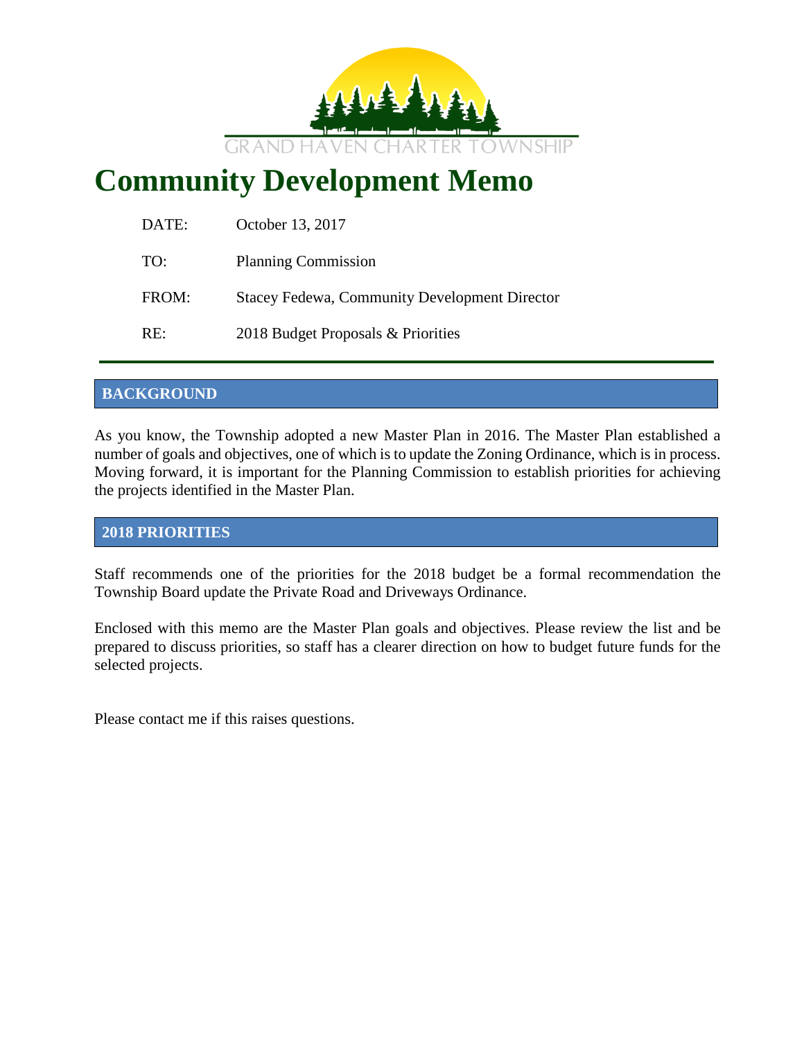GRAND HAVEN CHARTER TOWNSHIP

# Community Development Memo

| | |
|---|---|
| DATE: | October 13, 2017 |
| TO: | Planning Commission |
| FROM: | Stacey Fedewa, Community Development Director |
| RE: | 2018 Budget Proposals & Priorities |

## BACKGROUND

As you know, the Township adopted a new Master Plan in 2016. The Master Plan established a number of goals and objectives, one of which is to update the Zoning Ordinance, which is in process. Moving forward, it is important for the Planning Commission to establish priorities for achieving the projects identified in the Master Plan.

## 2018 PRIORITIES

Staff recommends one of the priorities for the 2018 budget be a formal recommendation the Township Board update the Private Road and Driveways Ordinance.

Enclosed with this memo are the Master Plan goals and objectives. Please review the list and be prepared to discuss priorities, so staff has a clearer direction on how to budget future funds for the selected projects.

Please contact me if this raises questions.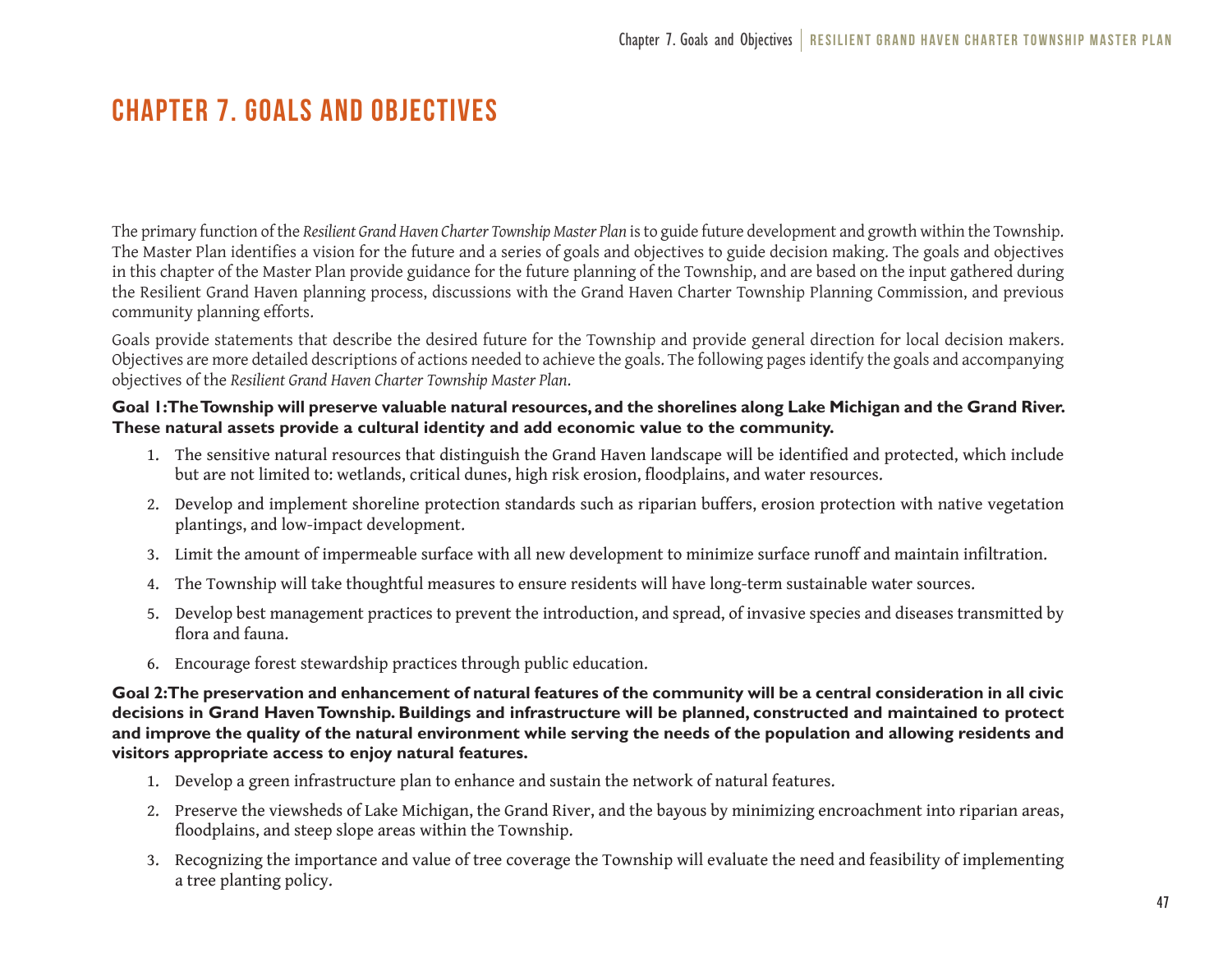# CHAPTER 7. GOALS AND OBJECTIVES

The primary function of the *Resilient Grand Haven Charter Township Master Plan* is to guide future development and growth within the Township. The Master Plan identifies a vision for the future and a series of goals and objectives to guide decision making. The goals and objectives in this chapter of the Master Plan provide guidance for the future planning of the Township, and are based on the input gathered during the Resilient Grand Haven planning process, discussions with the Grand Haven Charter Township Planning Commission, and previous community planning efforts.

Goals provide statements that describe the desired future for the Township and provide general direction for local decision makers. Objectives are more detailed descriptions of actions needed to achieve the goals. The following pages identify the goals and accompanying objectives of the *Resilient Grand Haven Charter Township Master Plan*.

**Goal 1: The Township will preserve valuable natural resources, and the shorelines along Lake Michigan and the Grand River. These natural assets provide a cultural identity and add economic value to the community.**

1. The sensitive natural resources that distinguish the Grand Haven landscape will be identified and protected, which include but are not limited to: wetlands, critical dunes, high risk erosion, floodplains, and water resources.
2. Develop and implement shoreline protection standards such as riparian buffers, erosion protection with native vegetation plantings, and low-impact development.
3. Limit the amount of impermeable surface with all new development to minimize surface runoff and maintain infiltration.
4. The Township will take thoughtful measures to ensure residents will have long-term sustainable water sources.
5. Develop best management practices to prevent the introduction, and spread, of invasive species and diseases transmitted by flora and fauna.
6. Encourage forest stewardship practices through public education.

**Goal 2: The preservation and enhancement of natural features of the community will be a central consideration in all civic decisions in Grand Haven Township. Buildings and infrastructure will be planned, constructed and maintained to protect and improve the quality of the natural environment while serving the needs of the population and allowing residents and visitors appropriate access to enjoy natural features.**

1. Develop a green infrastructure plan to enhance and sustain the network of natural features.
2. Preserve the viewsheds of Lake Michigan, the Grand River, and the bayous by minimizing encroachment into riparian areas, floodplains, and steep slope areas within the Township.
3. Recognizing the importance and value of tree coverage the Township will evaluate the need and feasibility of implementing a tree planting policy.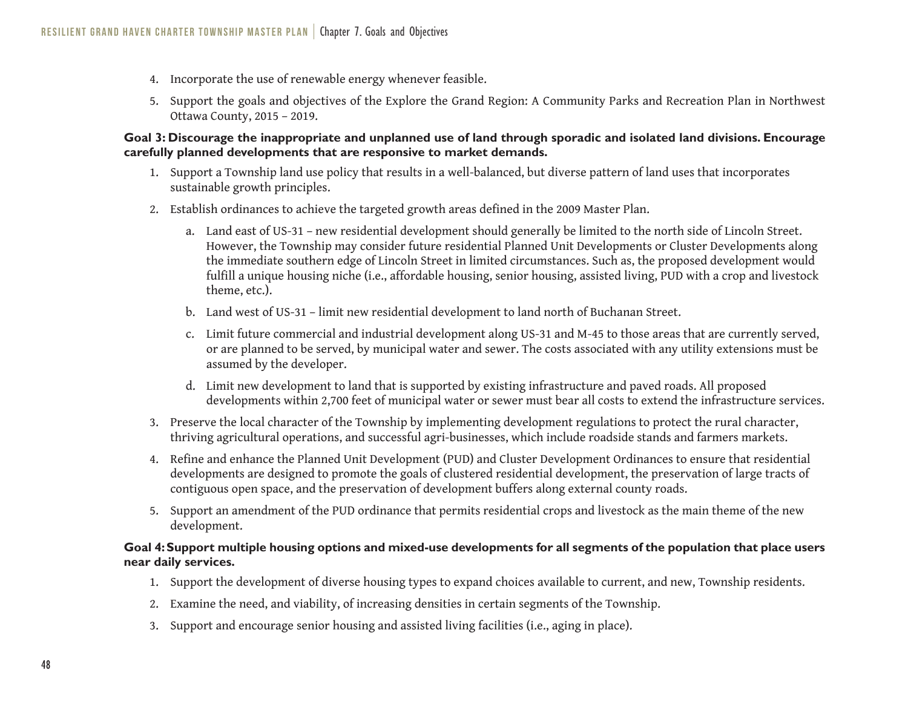4. Incorporate the use of renewable energy whenever feasible.
5. Support the goals and objectives of the Explore the Grand Region: A Community Parks and Recreation Plan in Northwest Ottawa County, 2015 – 2019.

**Goal 3: Discourage the inappropriate and unplanned use of land through sporadic and isolated land divisions. Encourage carefully planned developments that are responsive to market demands.**

1. Support a Township land use policy that results in a well-balanced, but diverse pattern of land uses that incorporates sustainable growth principles.
2. Establish ordinances to achieve the targeted growth areas defined in the 2009 Master Plan.
    a. Land east of US-31 – new residential development should generally be limited to the north side of Lincoln Street. However, the Township may consider future residential Planned Unit Developments or Cluster Developments along the immediate southern edge of Lincoln Street in limited circumstances. Such as, the proposed development would fulfill a unique housing niche (i.e., affordable housing, senior housing, assisted living, PUD with a crop and livestock theme, etc.).
    b. Land west of US-31 – limit new residential development to land north of Buchanan Street.
    c. Limit future commercial and industrial development along US-31 and M-45 to those areas that are currently served, or are planned to be served, by municipal water and sewer. The costs associated with any utility extensions must be assumed by the developer.
    d. Limit new development to land that is supported by existing infrastructure and paved roads. All proposed developments within 2,700 feet of municipal water or sewer must bear all costs to extend the infrastructure services.
3. Preserve the local character of the Township by implementing development regulations to protect the rural character, thriving agricultural operations, and successful agri-businesses, which include roadside stands and farmers markets.
4. Refine and enhance the Planned Unit Development (PUD) and Cluster Development Ordinances to ensure that residential developments are designed to promote the goals of clustered residential development, the preservation of large tracts of contiguous open space, and the preservation of development buffers along external county roads.
5. Support an amendment of the PUD ordinance that permits residential crops and livestock as the main theme of the new development.

**Goal 4: Support multiple housing options and mixed-use developments for all segments of the population that place users near daily services.**

1. Support the development of diverse housing types to expand choices available to current, and new, Township residents.
2. Examine the need, and viability, of increasing densities in certain segments of the Township.
3. Support and encourage senior housing and assisted living facilities (i.e., aging in place).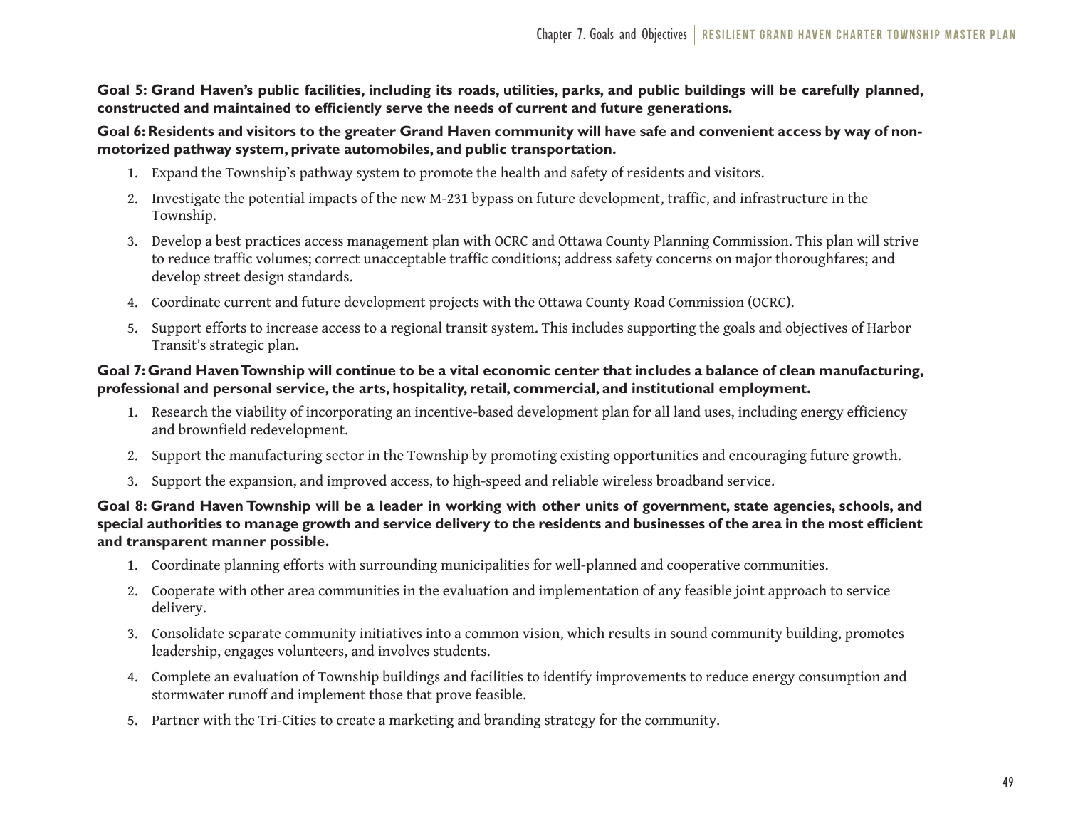**Goal 5: Grand Haven's public facilities, including its roads, utilities, parks, and public buildings will be carefully planned, constructed and maintained to efficiently serve the needs of current and future generations.**

**Goal 6: Residents and visitors to the greater Grand Haven community will have safe and convenient access by way of non-motorized pathway system, private automobiles, and public transportation.**

1. Expand the Township's pathway system to promote the health and safety of residents and visitors.
2. Investigate the potential impacts of the new M-231 bypass on future development, traffic, and infrastructure in the Township.
3. Develop a best practices access management plan with OCRC and Ottawa County Planning Commission. This plan will strive to reduce traffic volumes; correct unacceptable traffic conditions; address safety concerns on major thoroughfares; and develop street design standards.
4. Coordinate current and future development projects with the Ottawa County Road Commission (OCRC).
5. Support efforts to increase access to a regional transit system. This includes supporting the goals and objectives of Harbor Transit's strategic plan.

**Goal 7: Grand Haven Township will continue to be a vital economic center that includes a balance of clean manufacturing, professional and personal service, the arts, hospitality, retail, commercial, and institutional employment.**

1. Research the viability of incorporating an incentive-based development plan for all land uses, including energy efficiency and brownfield redevelopment.
2. Support the manufacturing sector in the Township by promoting existing opportunities and encouraging future growth.
3. Support the expansion, and improved access, to high-speed and reliable wireless broadband service.

**Goal 8: Grand Haven Township will be a leader in working with other units of government, state agencies, schools, and special authorities to manage growth and service delivery to the residents and businesses of the area in the most efficient and transparent manner possible.**

1. Coordinate planning efforts with surrounding municipalities for well-planned and cooperative communities.
2. Cooperate with other area communities in the evaluation and implementation of any feasible joint approach to service delivery.
3. Consolidate separate community initiatives into a common vision, which results in sound community building, promotes leadership, engages volunteers, and involves students.
4. Complete an evaluation of Township buildings and facilities to identify improvements to reduce energy consumption and stormwater runoff and implement those that prove feasible.
5. Partner with the Tri-Cities to create a marketing and branding strategy for the community.